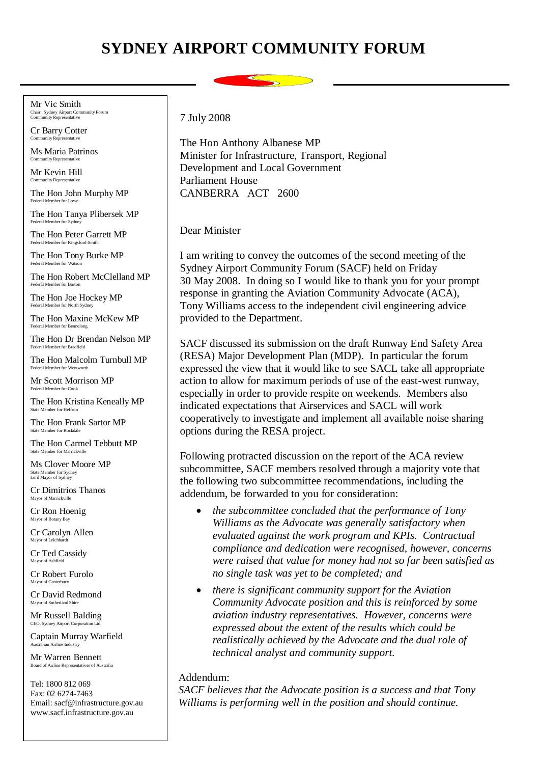# SYDNEY AIRPORT COMMUNITY FORUM

Mr Vic Smith
Chair, Sydney Airport Community Forum
Community Representative

Cr Barry Cotter
Community Representative

Ms Maria Patrinos
Community Representative

Mr Kevin Hill
Community Representative

The Hon John Murphy MP
Federal Member for Lowe

The Hon Tanya Plibersek MP
Federal Member for Sydney

The Hon Peter Garrett MP
Federal Member for Kingsford-Smith

The Hon Tony Burke MP
Federal Member for Watson

The Hon Robert McClelland MP
Federal Member for Barton

The Hon Joe Hockey MP
Federal Member for North Sydney

The Hon Maxine McKew MP
Federal Member for Bennelong

The Hon Dr Brendan Nelson MP
Federal Member for Bradfield

The Hon Malcolm Turnbull MP
Federal Member for Wentworth

Mr Scott Morrison MP
Federal Member for Cook

The Hon Kristina Keneally MP
State Member for Heffron

The Hon Frank Sartor MP
State Member for Rockdale

The Hon Carmel Tebbutt MP
State Member for Marrickville

Ms Clover Moore MP
State Member for Sydney
Lord Mayor of Sydney

Cr Dimitrios Thanos
Mayor of Marrickville

Cr Ron Hoenig
Mayor of Botany Bay

Cr Carolyn Allen
Mayor of Leichhardt

Cr Ted Cassidy
Mayor of Ashfield

Cr Robert Furolo
Mayor of Canterbury

Cr David Redmond
Mayor of Sutherland Shire

Mr Russell Balding
CEO, Sydney Airport Corporation Ltd

Captain Murray Warfield
Australian Airline Industry

Mr Warren Bennett
Board of Airline Representatives of Australia

Tel: 1800 812 069
Fax: 02 6274-7463
Email: sacf@infrastructure.gov.au
www.sacf.infrastructure.gov.au

---

7 July 2008

The Hon Anthony Albanese MP
Minister for Infrastructure, Transport, Regional Development and Local Government
Parliament House
CANBERRA ACT 2600

Dear Minister

I am writing to convey the outcomes of the second meeting of the Sydney Airport Community Forum (SACF) held on Friday 30 May 2008. In doing so I would like to thank you for your prompt response in granting the Aviation Community Advocate (ACA), Tony Williams access to the independent civil engineering advice provided to the Department.

SACF discussed its submission on the draft Runway End Safety Area (RESA) Major Development Plan (MDP). In particular the forum expressed the view that it would like to see SACL take all appropriate action to allow for maximum periods of use of the east-west runway, especially in order to provide respite on weekends. Members also indicated expectations that Airservices and SACL will work cooperatively to investigate and implement all available noise sharing options during the RESA project.

Following protracted discussion on the report of the ACA review subcommittee, SACF members resolved through a majority vote that the following two subcommittee recommendations, including the addendum, be forwarded to you for consideration:

- *the subcommittee concluded that the performance of Tony Williams as the Advocate was generally satisfactory when evaluated against the work program and KPIs. Contractual compliance and dedication were recognised, however, concerns were raised that value for money had not so far been satisfied as no single task was yet to be completed; and*
- *there is significant community support for the Aviation Community Advocate position and this is reinforced by some aviation industry representatives. However, concerns were expressed about the extent of the results which could be realistically achieved by the Advocate and the dual role of technical analyst and community support.*

Addendum:
*SACF believes that the Advocate position is a success and that Tony Williams is performing well in the position and should continue.*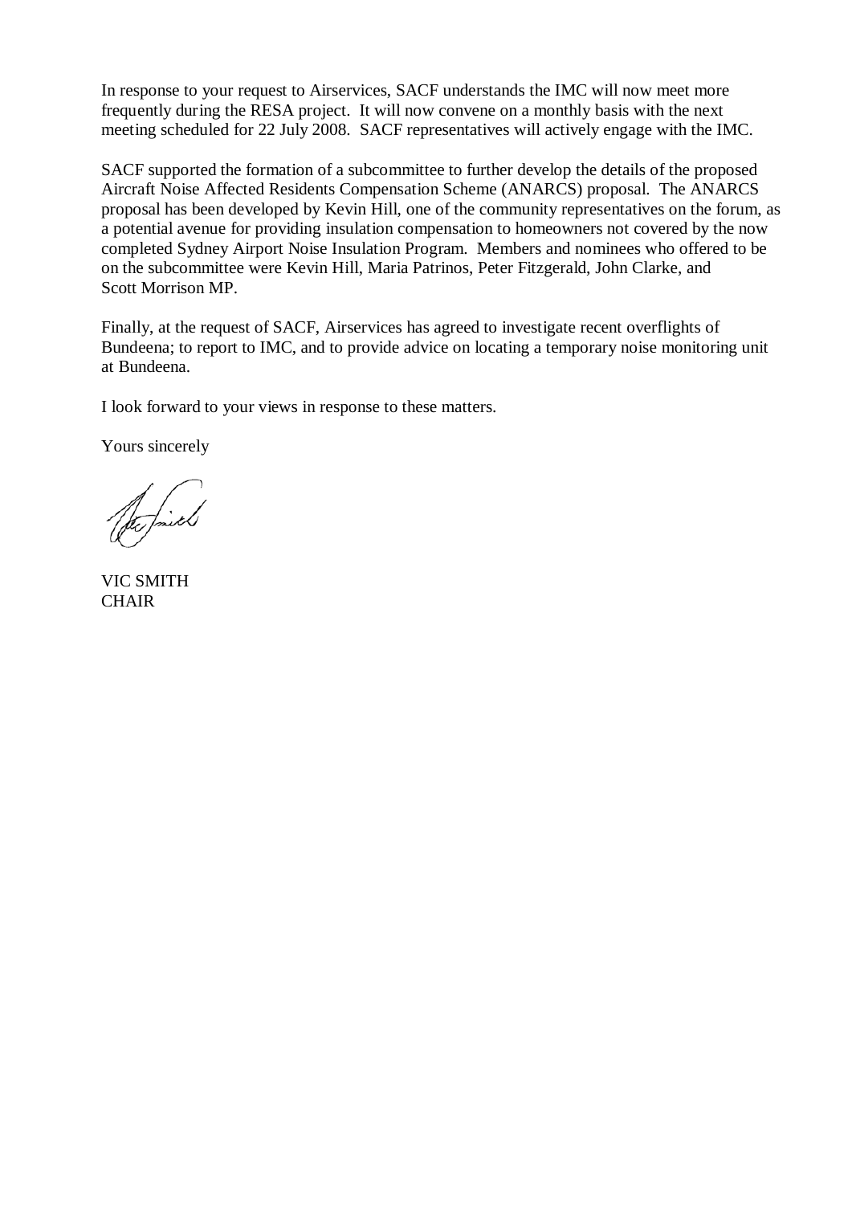In response to your request to Airservices, SACF understands the IMC will now meet more frequently during the RESA project. It will now convene on a monthly basis with the next meeting scheduled for 22 July 2008. SACF representatives will actively engage with the IMC.

SACF supported the formation of a subcommittee to further develop the details of the proposed Aircraft Noise Affected Residents Compensation Scheme (ANARCS) proposal. The ANARCS proposal has been developed by Kevin Hill, one of the community representatives on the forum, as a potential avenue for providing insulation compensation to homeowners not covered by the now completed Sydney Airport Noise Insulation Program. Members and nominees who offered to be on the subcommittee were Kevin Hill, Maria Patrinos, Peter Fitzgerald, John Clarke, and Scott Morrison MP.

Finally, at the request of SACF, Airservices has agreed to investigate recent overflights of Bundeena; to report to IMC, and to provide advice on locating a temporary noise monitoring unit at Bundeena.

I look forward to your views in response to these matters.

Yours sincerely

VIC SMITH
CHAIR